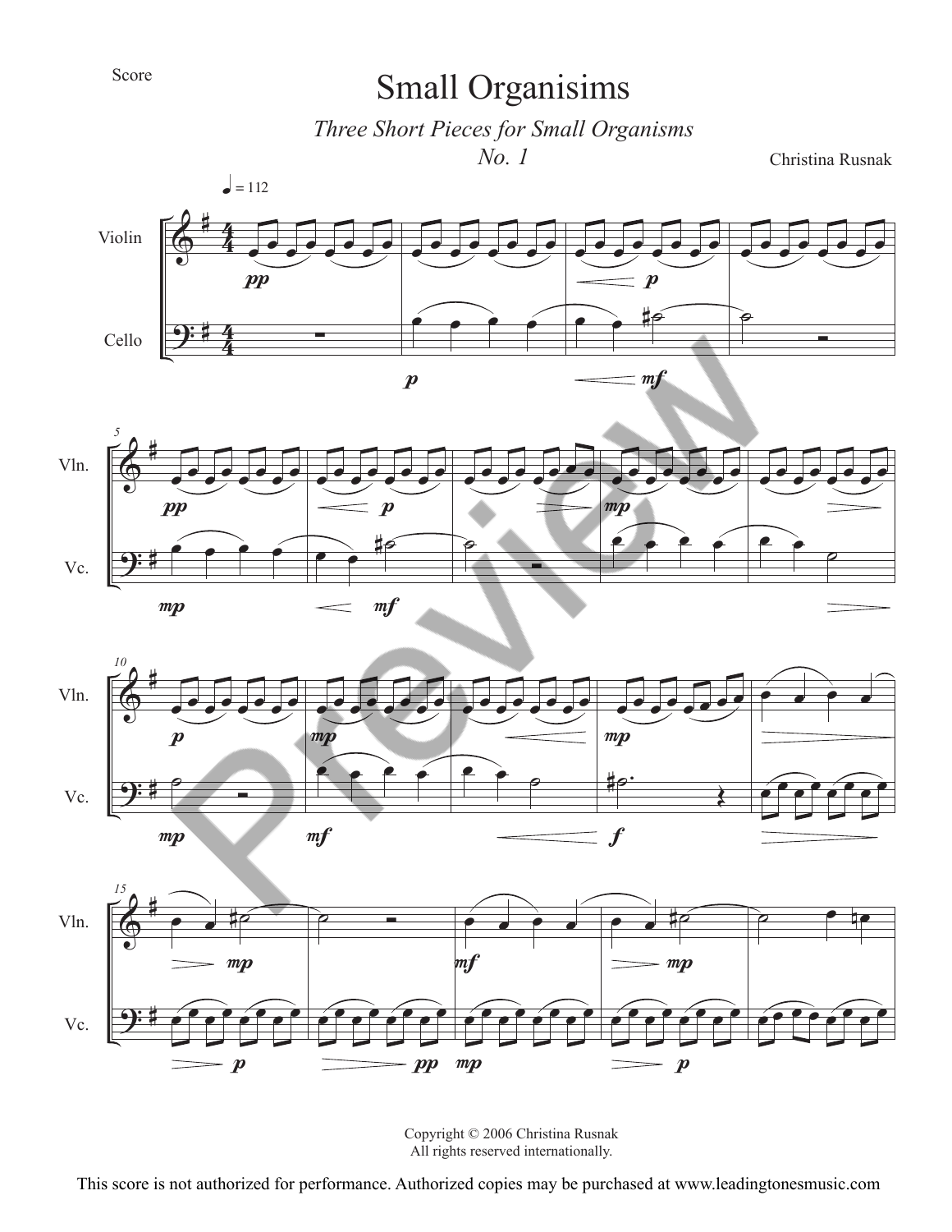Score

# Small Organisims

*Three Short Pieces for Small Organisms*

*No. 1*

Christina Rusnak

Copyright © 2006 Christina Rusnak
All rights reserved internationally.

This score is not authorized for performance. Authorized copies may be purchased at www.leadingtonesmusic.com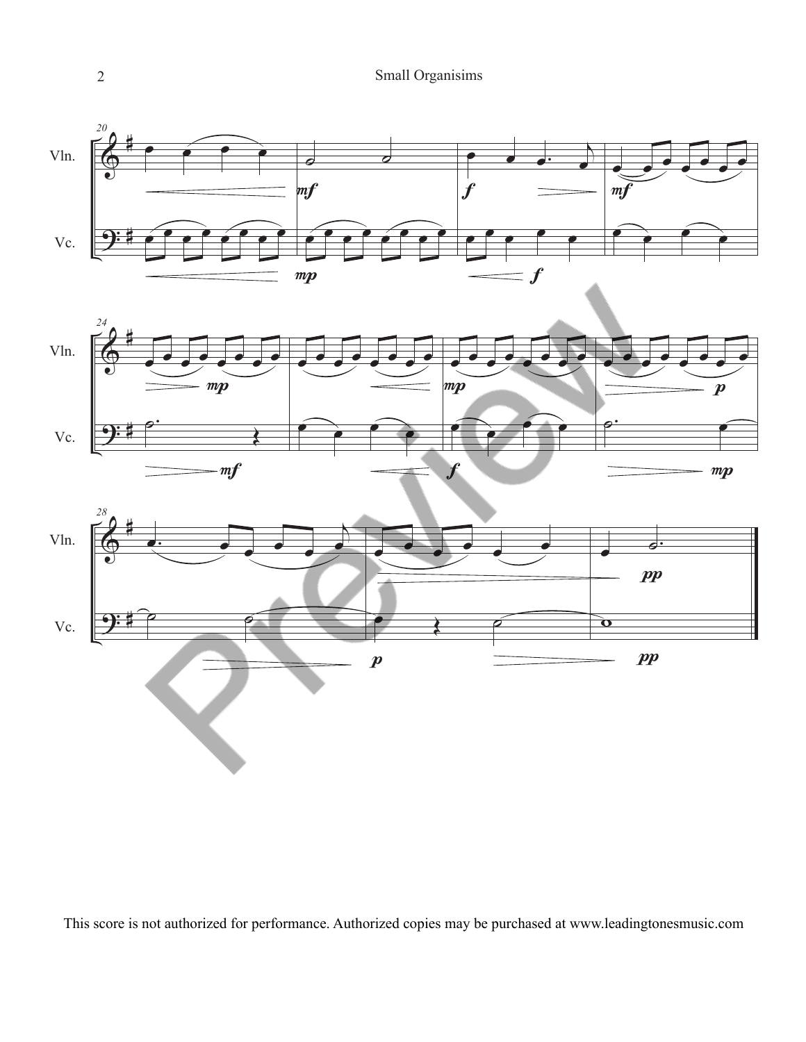This score is not authorized for performance. Authorized copies may be purchased at www.leadingtonesmusic.com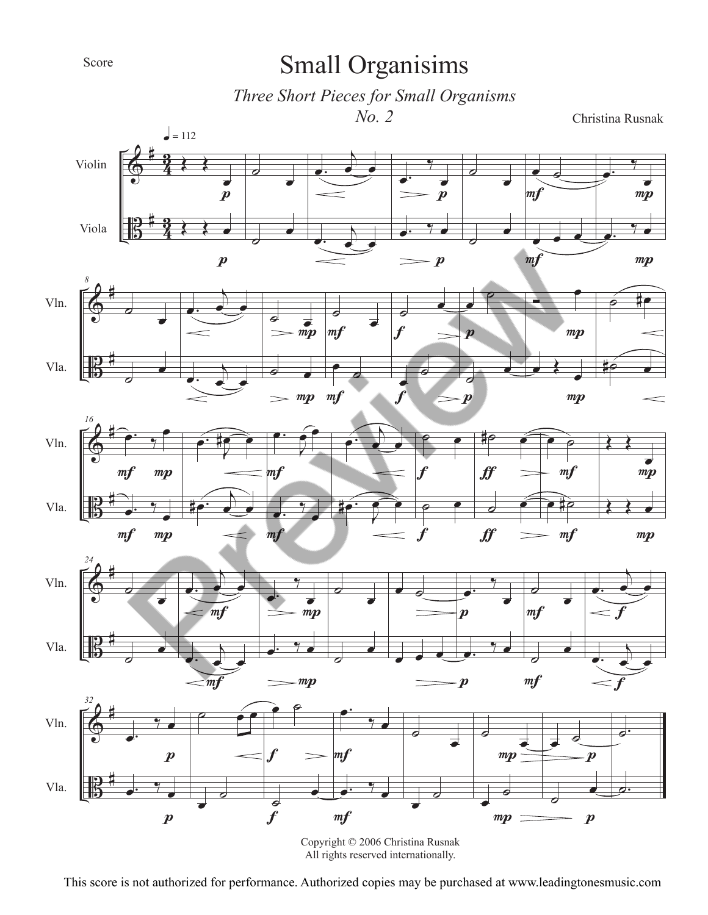Score

# Small Organisims

*Three Short Pieces for Small Organisms*

*No. 2*

Christina Rusnak

Copyright © 2006 Christina Rusnak
All rights reserved internationally.

This score is not authorized for performance. Authorized copies may be purchased at www.leadingtonesmusic.com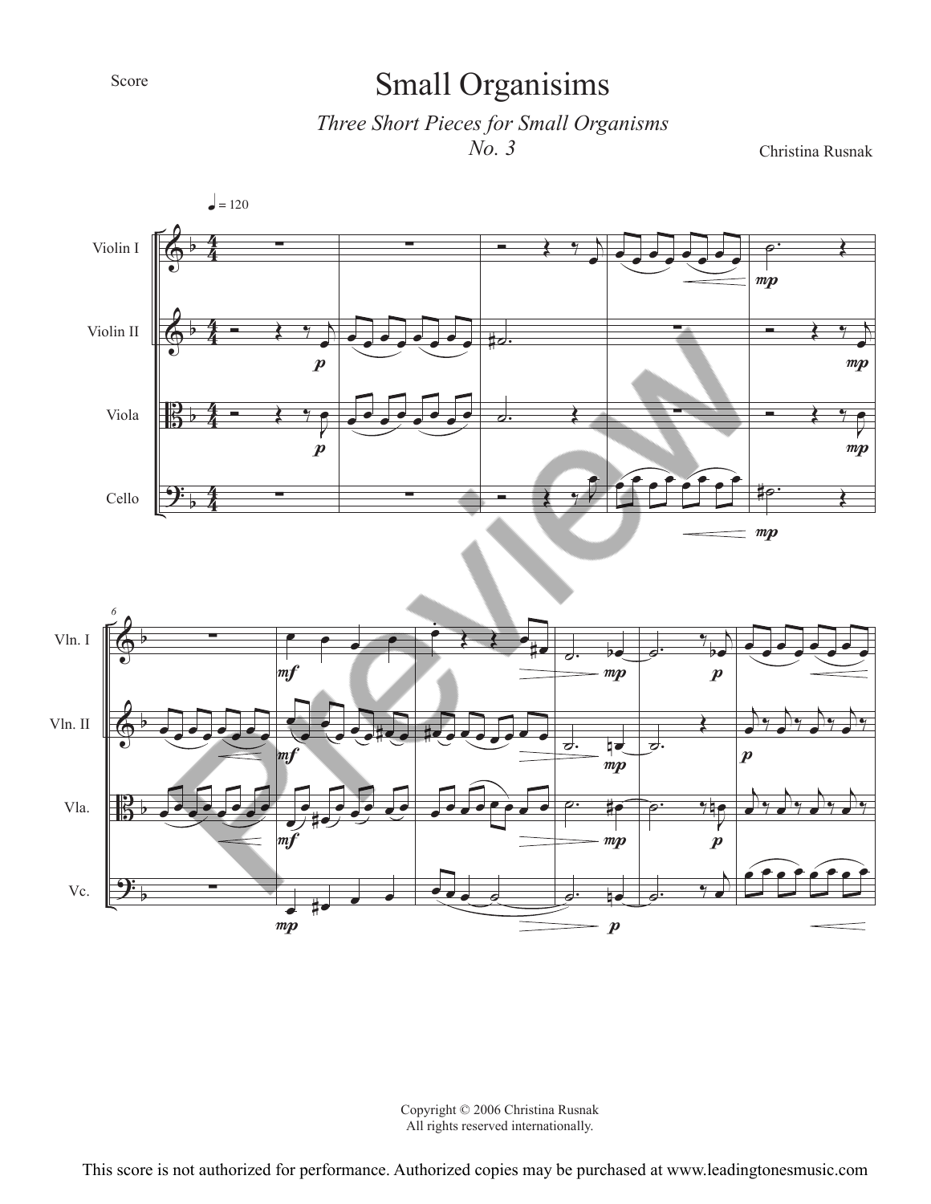Score

# Small Organisims

*Three Short Pieces for Small Organisms*
*No. 3*

Christina Rusnak

Copyright © 2006 Christina Rusnak
All rights reserved internationally.

This score is not authorized for performance. Authorized copies may be purchased at www.leadingtonesmusic.com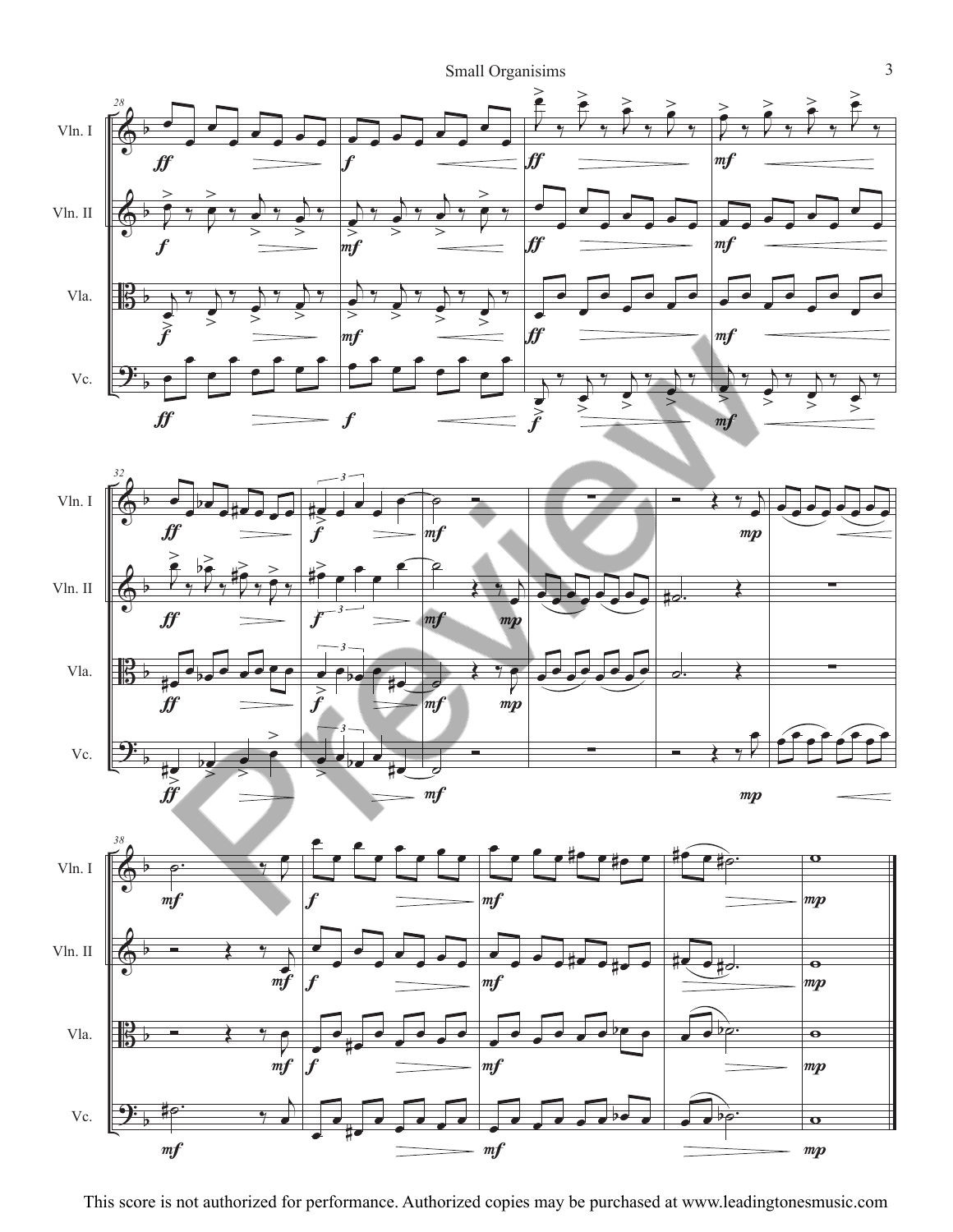This score is not authorized for performance. Authorized copies may be purchased at www.leadingtonesmusic.com